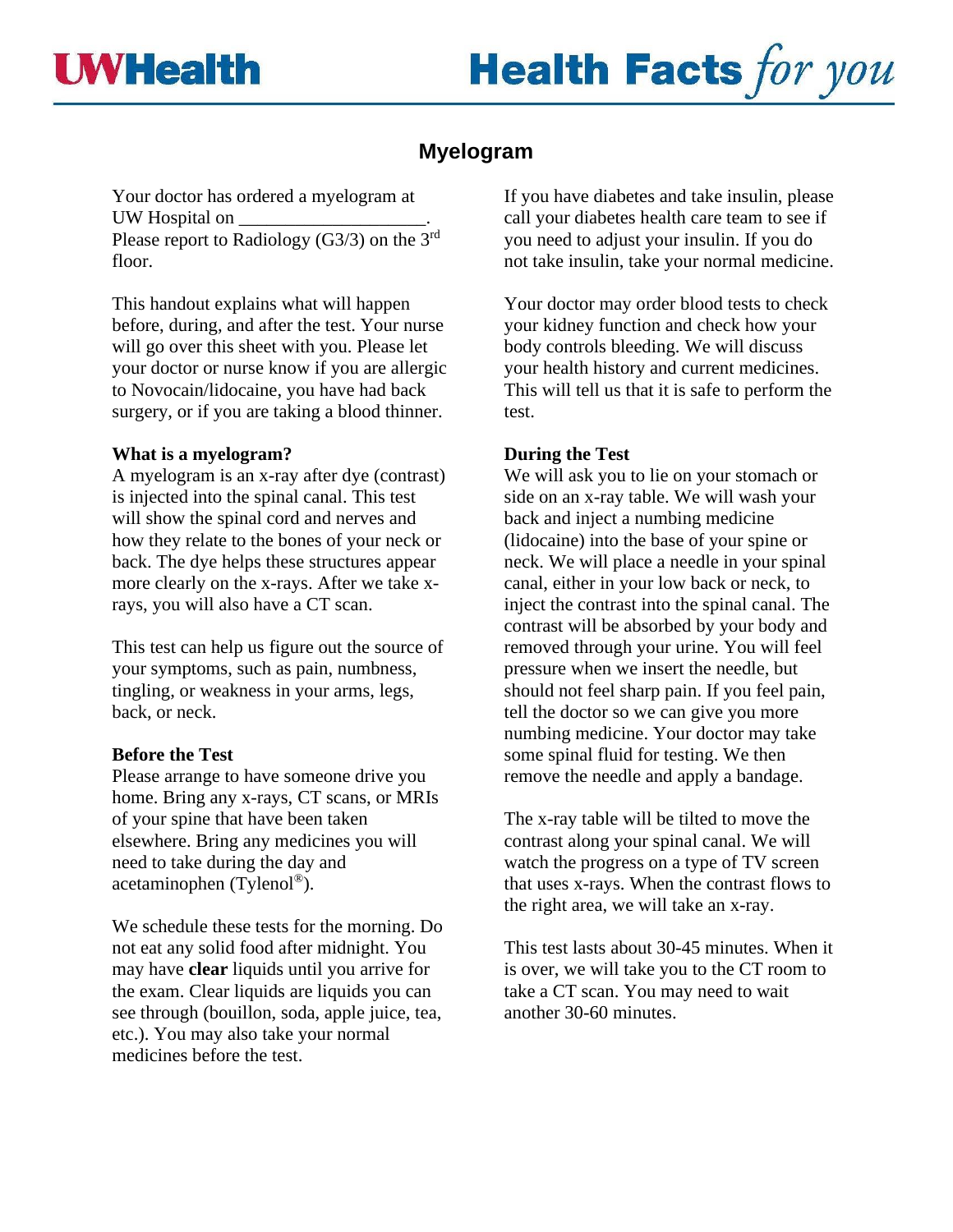# Myelogram

Your doctor has ordered a myelogram at UW Hospital on ____________________. Please report to Radiology (G3/3) on the 3rd floor.

This handout explains what will happen before, during, and after the test. Your nurse will go over this sheet with you. Please let your doctor or nurse know if you are allergic to Novocain/lidocaine, you have had back surgery, or if you are taking a blood thinner.

**What is a myelogram?**

A myelogram is an x-ray after dye (contrast) is injected into the spinal canal. This test will show the spinal cord and nerves and how they relate to the bones of your neck or back. The dye helps these structures appear more clearly on the x-rays. After we take x-rays, you will also have a CT scan.

This test can help us figure out the source of your symptoms, such as pain, numbness, tingling, or weakness in your arms, legs, back, or neck.

**Before the Test**

Please arrange to have someone drive you home. Bring any x-rays, CT scans, or MRIs of your spine that have been taken elsewhere. Bring any medicines you will need to take during the day and acetaminophen (Tylenol®).

We schedule these tests for the morning. Do not eat any solid food after midnight. You may have **clear** liquids until you arrive for the exam. Clear liquids are liquids you can see through (bouillon, soda, apple juice, tea, etc.). You may also take your normal medicines before the test.

If you have diabetes and take insulin, please call your diabetes health care team to see if you need to adjust your insulin. If you do not take insulin, take your normal medicine.

Your doctor may order blood tests to check your kidney function and check how your body controls bleeding. We will discuss your health history and current medicines. This will tell us that it is safe to perform the test.

**During the Test**

We will ask you to lie on your stomach or side on an x-ray table. We will wash your back and inject a numbing medicine (lidocaine) into the base of your spine or neck. We will place a needle in your spinal canal, either in your low back or neck, to inject the contrast into the spinal canal. The contrast will be absorbed by your body and removed through your urine. You will feel pressure when we insert the needle, but should not feel sharp pain. If you feel pain, tell the doctor so we can give you more numbing medicine. Your doctor may take some spinal fluid for testing. We then remove the needle and apply a bandage.

The x-ray table will be tilted to move the contrast along your spinal canal. We will watch the progress on a type of TV screen that uses x-rays. When the contrast flows to the right area, we will take an x-ray.

This test lasts about 30-45 minutes. When it is over, we will take you to the CT room to take a CT scan. You may need to wait another 30-60 minutes.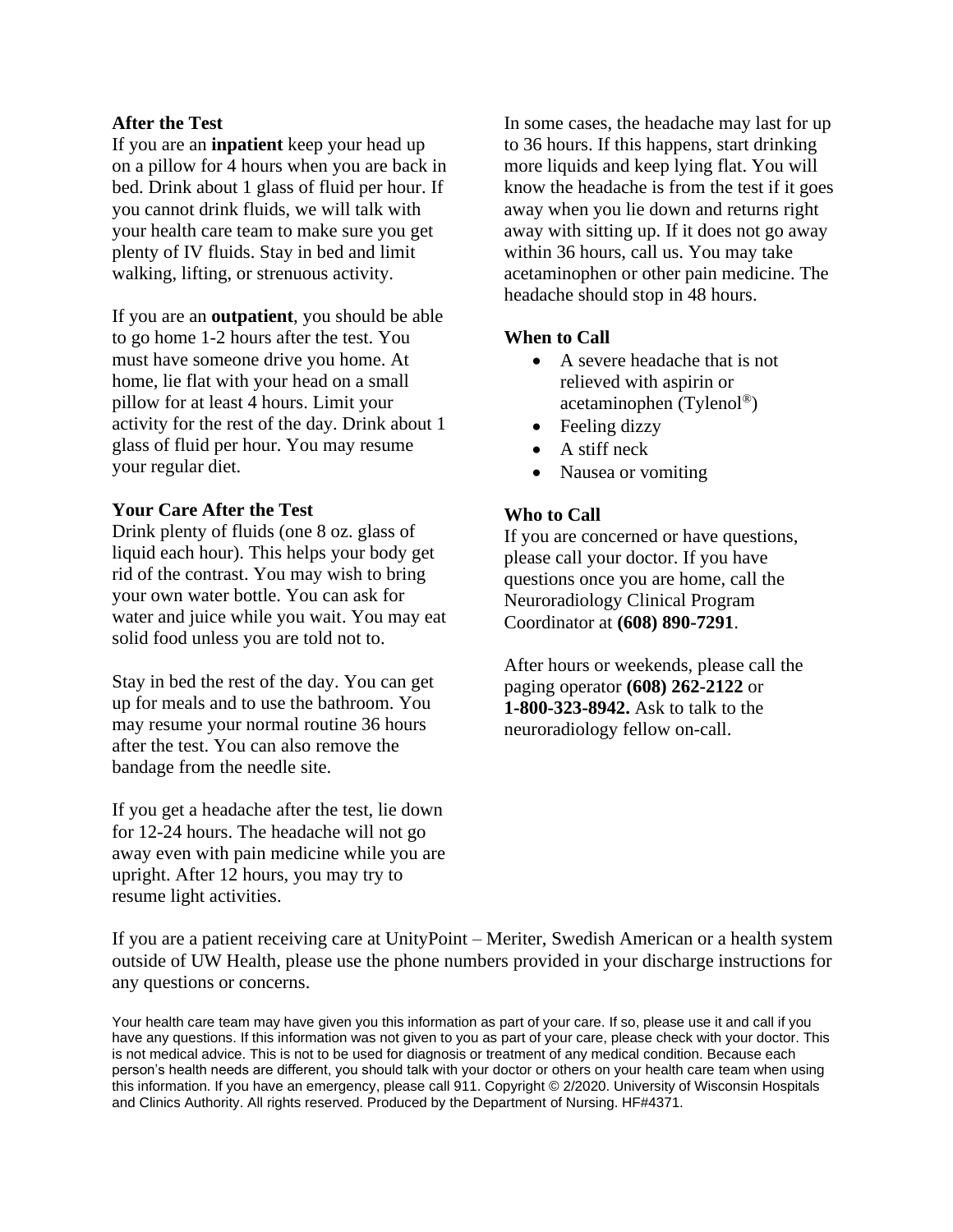**After the Test**

If you are an **inpatient** keep your head up on a pillow for 4 hours when you are back in bed. Drink about 1 glass of fluid per hour. If you cannot drink fluids, we will talk with your health care team to make sure you get plenty of IV fluids. Stay in bed and limit walking, lifting, or strenuous activity.

If you are an **outpatient**, you should be able to go home 1-2 hours after the test. You must have someone drive you home. At home, lie flat with your head on a small pillow for at least 4 hours. Limit your activity for the rest of the day. Drink about 1 glass of fluid per hour. You may resume your regular diet.

**Your Care After the Test**

Drink plenty of fluids (one 8 oz. glass of liquid each hour). This helps your body get rid of the contrast. You may wish to bring your own water bottle. You can ask for water and juice while you wait. You may eat solid food unless you are told not to.

Stay in bed the rest of the day. You can get up for meals and to use the bathroom. You may resume your normal routine 36 hours after the test. You can also remove the bandage from the needle site.

If you get a headache after the test, lie down for 12-24 hours. The headache will not go away even with pain medicine while you are upright. After 12 hours, you may try to resume light activities.

In some cases, the headache may last for up to 36 hours. If this happens, start drinking more liquids and keep lying flat. You will know the headache is from the test if it goes away when you lie down and returns right away with sitting up. If it does not go away within 36 hours, call us. You may take acetaminophen or other pain medicine. The headache should stop in 48 hours.

**When to Call**

- A severe headache that is not relieved with aspirin or acetaminophen (Tylenol®)
- Feeling dizzy
- A stiff neck
- Nausea or vomiting

**Who to Call**

If you are concerned or have questions, please call your doctor. If you have questions once you are home, call the Neuroradiology Clinical Program Coordinator at **(608) 890-7291**.

After hours or weekends, please call the paging operator **(608) 262-2122** or **1-800-323-8942.** Ask to talk to the neuroradiology fellow on-call.

If you are a patient receiving care at UnityPoint – Meriter, Swedish American or a health system outside of UW Health, please use the phone numbers provided in your discharge instructions for any questions or concerns.

Your health care team may have given you this information as part of your care. If so, please use it and call if you have any questions. If this information was not given to you as part of your care, please check with your doctor. This is not medical advice. This is not to be used for diagnosis or treatment of any medical condition. Because each person's health needs are different, you should talk with your doctor or others on your health care team when using this information. If you have an emergency, please call 911. Copyright © 2/2020. University of Wisconsin Hospitals and Clinics Authority. All rights reserved. Produced by the Department of Nursing. HF#4371.